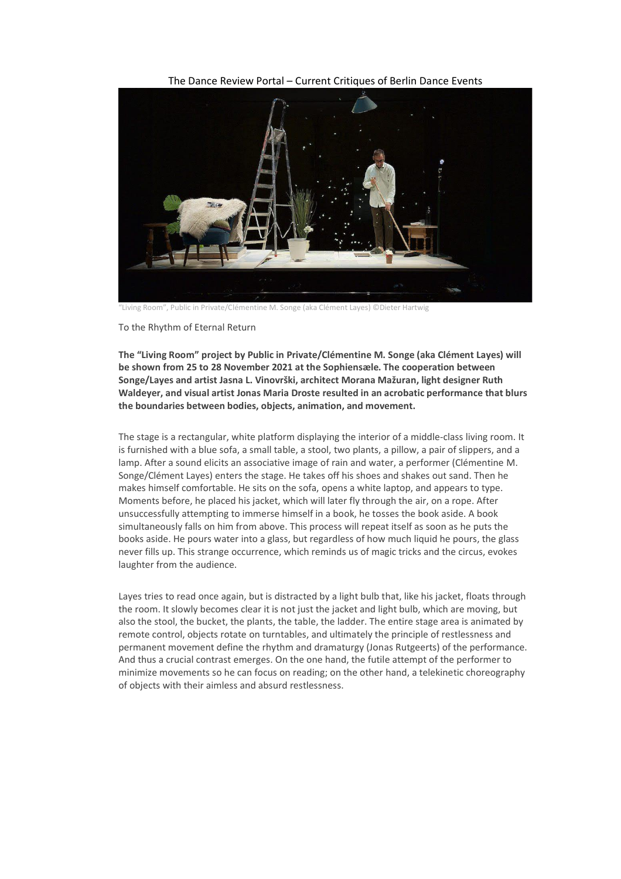The Dance Review Portal – Current Critiques of Berlin Dance Events

"Living Room", Public in Private/Clémentine M. Songe (aka Clément Layes) ©Dieter Hartwig

# To the Rhythm of Eternal Return

**The "Living Room" project by Public in Private/Clémentine M. Songe (aka Clément Layes) will be shown from 25 to 28 November 2021 at the Sophiensæle. The cooperation between Songe/Layes and artist Jasna L. Vinovrški, architect Morana Mažuran, light designer Ruth Waldeyer, and visual artist Jonas Maria Droste resulted in an acrobatic performance that blurs the boundaries between bodies, objects, animation, and movement.**

The stage is a rectangular, white platform displaying the interior of a middle-class living room. It is furnished with a blue sofa, a small table, a stool, two plants, a pillow, a pair of slippers, and a lamp. After a sound elicits an associative image of rain and water, a performer (Clémentine M. Songe/Clément Layes) enters the stage. He takes off his shoes and shakes out sand. Then he makes himself comfortable. He sits on the sofa, opens a white laptop, and appears to type. Moments before, he placed his jacket, which will later fly through the air, on a rope. After unsuccessfully attempting to immerse himself in a book, he tosses the book aside. A book simultaneously falls on him from above. This process will repeat itself as soon as he puts the books aside. He pours water into a glass, but regardless of how much liquid he pours, the glass never fills up. This strange occurrence, which reminds us of magic tricks and the circus, evokes laughter from the audience.

Layes tries to read once again, but is distracted by a light bulb that, like his jacket, floats through the room. It slowly becomes clear it is not just the jacket and light bulb, which are moving, but also the stool, the bucket, the plants, the table, the ladder. The entire stage area is animated by remote control, objects rotate on turntables, and ultimately the principle of restlessness and permanent movement define the rhythm and dramaturgy (Jonas Rutgeerts) of the performance. And thus a crucial contrast emerges. On the one hand, the futile attempt of the performer to minimize movements so he can focus on reading; on the other hand, a telekinetic choreography of objects with their aimless and absurd restlessness.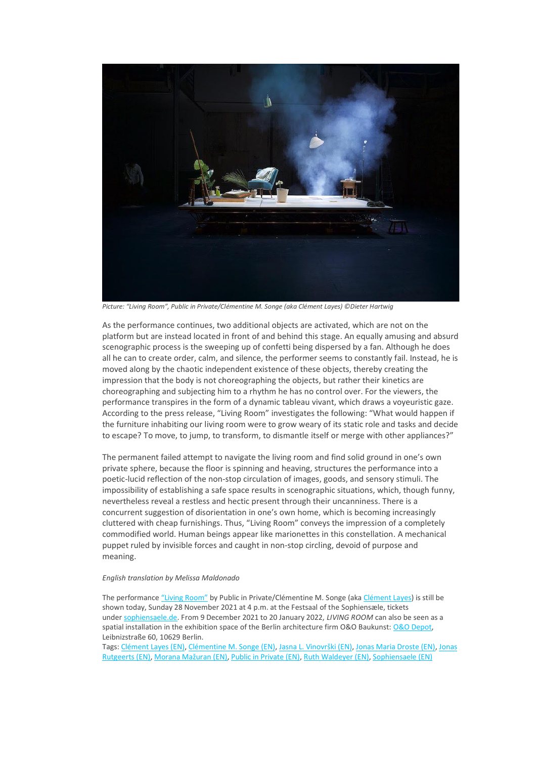*Picture: "Living Room", Public in Private/Clémentine M. Songe (aka Clément Layes) ©Dieter Hartwig*

As the performance continues, two additional objects are activated, which are not on the platform but are instead located in front of and behind this stage. An equally amusing and absurd scenographic process is the sweeping up of confetti being dispersed by a fan. Although he does all he can to create order, calm, and silence, the performer seems to constantly fail. Instead, he is moved along by the chaotic independent existence of these objects, thereby creating the impression that the body is not choreographing the objects, but rather their kinetics are choreographing and subjecting him to a rhythm he has no control over. For the viewers, the performance transpires in the form of a dynamic tableau vivant, which draws a voyeuristic gaze. According to the press release, "Living Room" investigates the following: "What would happen if the furniture inhabiting our living room were to grow weary of its static role and tasks and decide to escape? To move, to jump, to transform, to dismantle itself or merge with other appliances?"

The permanent failed attempt to navigate the living room and find solid ground in one's own private sphere, because the floor is spinning and heaving, structures the performance into a poetic-lucid reflection of the non-stop circulation of images, goods, and sensory stimuli. The impossibility of establishing a safe space results in scenographic situations, which, though funny, nevertheless reveal a restless and hectic present through their uncanniness. There is a concurrent suggestion of disorientation in one's own home, which is becoming increasingly cluttered with cheap furnishings. Thus, "Living Room" conveys the impression of a completely commodified world. Human beings appear like marionettes in this constellation. A mechanical puppet ruled by invisible forces and caught in non-stop circling, devoid of purpose and meaning.

*English translation by Melissa Maldonado*

The performance "Living Room" by Public in Private/Clémentine M. Songe (aka Clément Layes) is still be shown today, Sunday 28 November 2021 at 4 p.m. at the Festsaal of the Sophiensæle, tickets under sophiensaele.de. From 9 December 2021 to 20 January 2022, *LIVING ROOM* can also be seen as a spatial installation in the exhibition space of the Berlin architecture firm O&O Baukunst: O&O Depot, Leibnizstraße 60, 10629 Berlin.

Tags: Clément Layes (EN), Clémentine M. Songe (EN), Jasna L. Vinovrški (EN), Jonas Maria Droste (EN), Jonas Rutgeerts (EN), Morana Mažuran (EN), Public in Private (EN), Ruth Waldeyer (EN), Sophiensaele (EN)